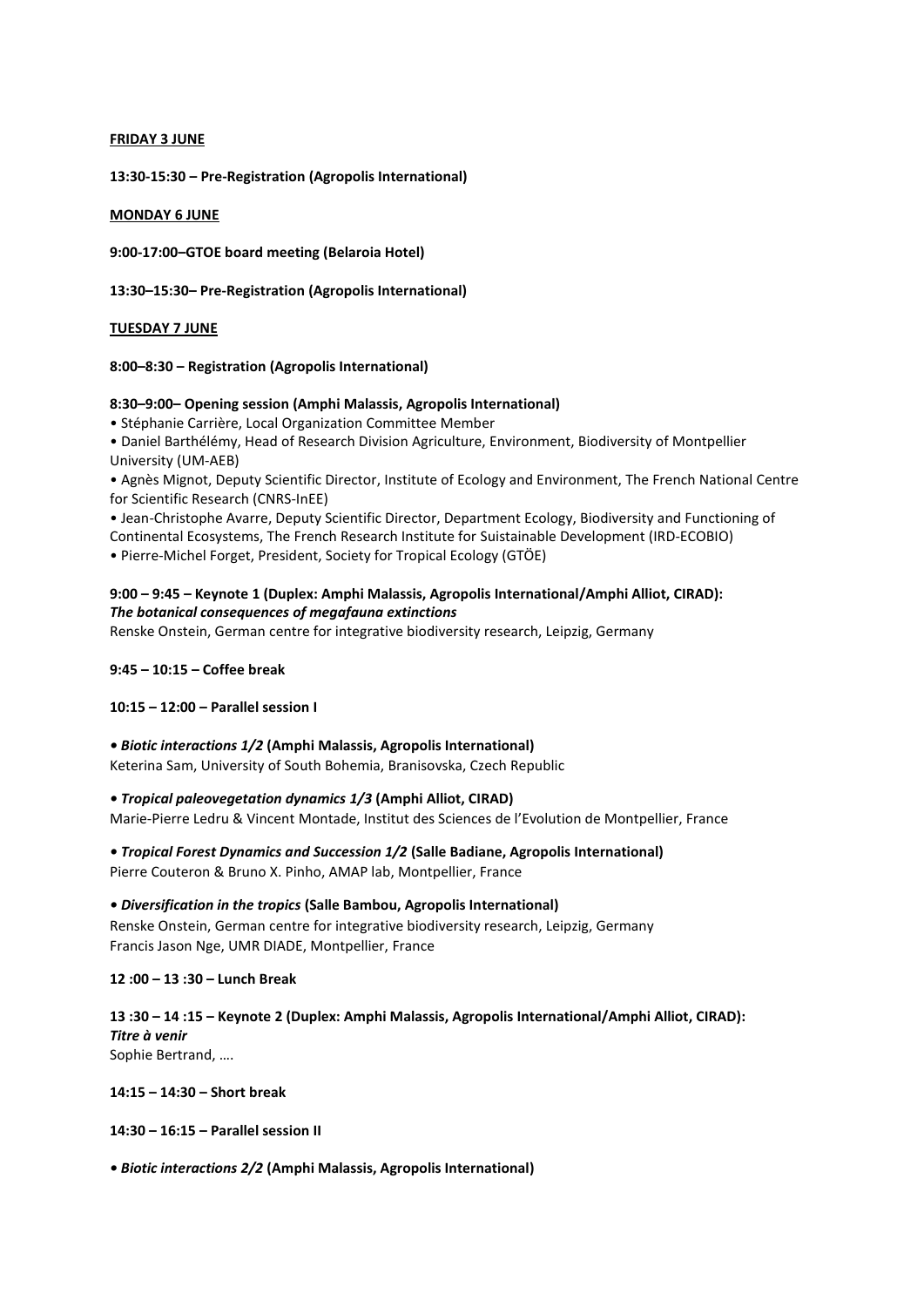**FRIDAY 3 JUNE**

**13:30-15:30 – Pre-Registration (Agropolis International)**

**MONDAY 6 JUNE**

**9:00-17:00–GTOE board meeting (Belaroia Hotel)**

**13:30–15:30– Pre-Registration (Agropolis International)**

**TUESDAY 7 JUNE**

**8:00–8:30 – Registration (Agropolis International)**

**8:30–9:00– Opening session (Amphi Malassis, Agropolis International)**

- Stéphanie Carrière, Local Organization Committee Member
- Daniel Barthélémy, Head of Research Division Agriculture, Environment, Biodiversity of Montpellier University (UM-AEB)
- Agnès Mignot, Deputy Scientific Director, Institute of Ecology and Environment, The French National Centre for Scientific Research (CNRS-InEE)
- Jean-Christophe Avarre, Deputy Scientific Director, Department Ecology, Biodiversity and Functioning of Continental Ecosystems, The French Research Institute for Suistainable Development (IRD-ECOBIO)
- Pierre-Michel Forget, President, Society for Tropical Ecology (GTÖE)

**9:00 – 9:45 – Keynote 1 (Duplex: Amphi Malassis, Agropolis International/Amphi Alliot, CIRAD):**
***The botanical consequences of megafauna extinctions***
Renske Onstein, German centre for integrative biodiversity research, Leipzig, Germany

**9:45 – 10:15 – Coffee break**

**10:15 – 12:00 – Parallel session I**

***• Biotic interactions 1/2* (Amphi Malassis, Agropolis International)**
Keterina Sam, University of South Bohemia, Branisovska, Czech Republic

***• Tropical paleovegetation dynamics 1/3* (Amphi Alliot, CIRAD)**
Marie-Pierre Ledru & Vincent Montade, Institut des Sciences de l'Evolution de Montpellier, France

***• Tropical Forest Dynamics and Succession 1/2* (Salle Badiane, Agropolis International)**
Pierre Couteron & Bruno X. Pinho, AMAP lab, Montpellier, France

***• Diversification in the tropics* (Salle Bambou, Agropolis International)**
Renske Onstein, German centre for integrative biodiversity research, Leipzig, Germany
Francis Jason Nge, UMR DIADE, Montpellier, France

**12 :00 – 13 :30 – Lunch Break**

**13 :30 – 14 :15 – Keynote 2 (Duplex: Amphi Malassis, Agropolis International/Amphi Alliot, CIRAD):**
***Titre à venir***
Sophie Bertrand, ….

**14:15 – 14:30 – Short break**

**14:30 – 16:15 – Parallel session II**

***• Biotic interactions 2/2* (Amphi Malassis, Agropolis International)**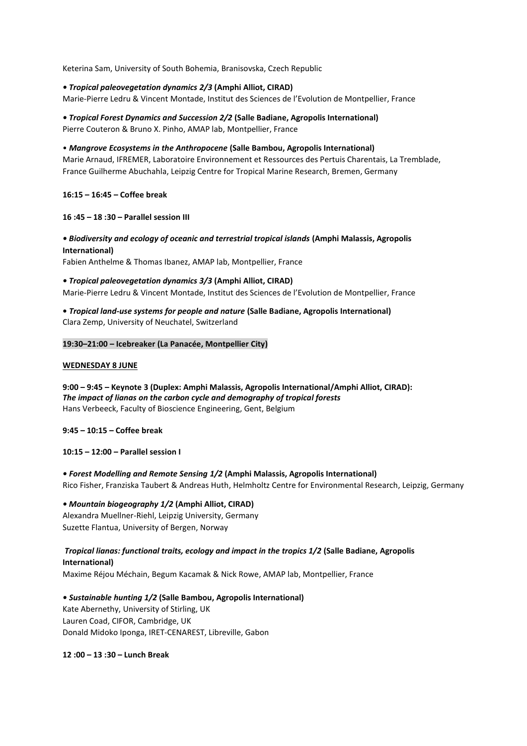Keterina Sam, University of South Bohemia, Branisovska, Czech Republic

• ***Tropical paleovegetation dynamics 2/3* (Amphi Alliot, CIRAD)**
Marie-Pierre Ledru & Vincent Montade, Institut des Sciences de l'Evolution de Montpellier, France

• ***Tropical Forest Dynamics and Succession 2/2* (Salle Badiane, Agropolis International)**
Pierre Couteron & Bruno X. Pinho, AMAP lab, Montpellier, France

• ***Mangrove Ecosystems in the Anthropocene* (Salle Bambou, Agropolis International)**
Marie Arnaud, IFREMER, Laboratoire Environnement et Ressources des Pertuis Charentais, La Tremblade, France Guilherme Abuchahla, Leipzig Centre for Tropical Marine Research, Bremen, Germany

**16:15 – 16:45 – Coffee break**

**16 :45 – 18 :30 – Parallel session III**

• ***Biodiversity and ecology of oceanic and terrestrial tropical islands* (Amphi Malassis, Agropolis International)**
Fabien Anthelme & Thomas Ibanez, AMAP lab, Montpellier, France

• ***Tropical paleovegetation dynamics 3/3* (Amphi Alliot, CIRAD)**
Marie-Pierre Ledru & Vincent Montade, Institut des Sciences de l'Evolution de Montpellier, France

• ***Tropical land-use systems for people and nature* (Salle Badiane, Agropolis International)**
Clara Zemp, University of Neuchatel, Switzerland

**19:30–21:00 – Icebreaker (La Panacée, Montpellier City)**

**WEDNESDAY 8 JUNE**

**9:00 – 9:45 – Keynote 3 (Duplex: Amphi Malassis, Agropolis International/Amphi Alliot, CIRAD):**
***The impact of lianas on the carbon cycle and demography of tropical forests***
Hans Verbeeck, Faculty of Bioscience Engineering, Gent, Belgium

**9:45 – 10:15 – Coffee break**

**10:15 – 12:00 – Parallel session I**

• ***Forest Modelling and Remote Sensing 1/2* (Amphi Malassis, Agropolis International)**
Rico Fisher, Franziska Taubert & Andreas Huth, Helmholtz Centre for Environmental Research, Leipzig, Germany

• ***Mountain biogeography 1/2* (Amphi Alliot, CIRAD)**
Alexandra Muellner-Riehl, Leipzig University, Germany
Suzette Flantua, University of Bergen, Norway

***Tropical lianas: functional traits, ecology and impact in the tropics 1/2* (Salle Badiane, Agropolis International)**
Maxime Réjou Méchain, Begum Kacamak & Nick Rowe, AMAP lab, Montpellier, France

• ***Sustainable hunting 1/2* (Salle Bambou, Agropolis International)**
Kate Abernethy, University of Stirling, UK
Lauren Coad, CIFOR, Cambridge, UK
Donald Midoko Iponga, IRET-CENAREST, Libreville, Gabon

**12 :00 – 13 :30 – Lunch Break**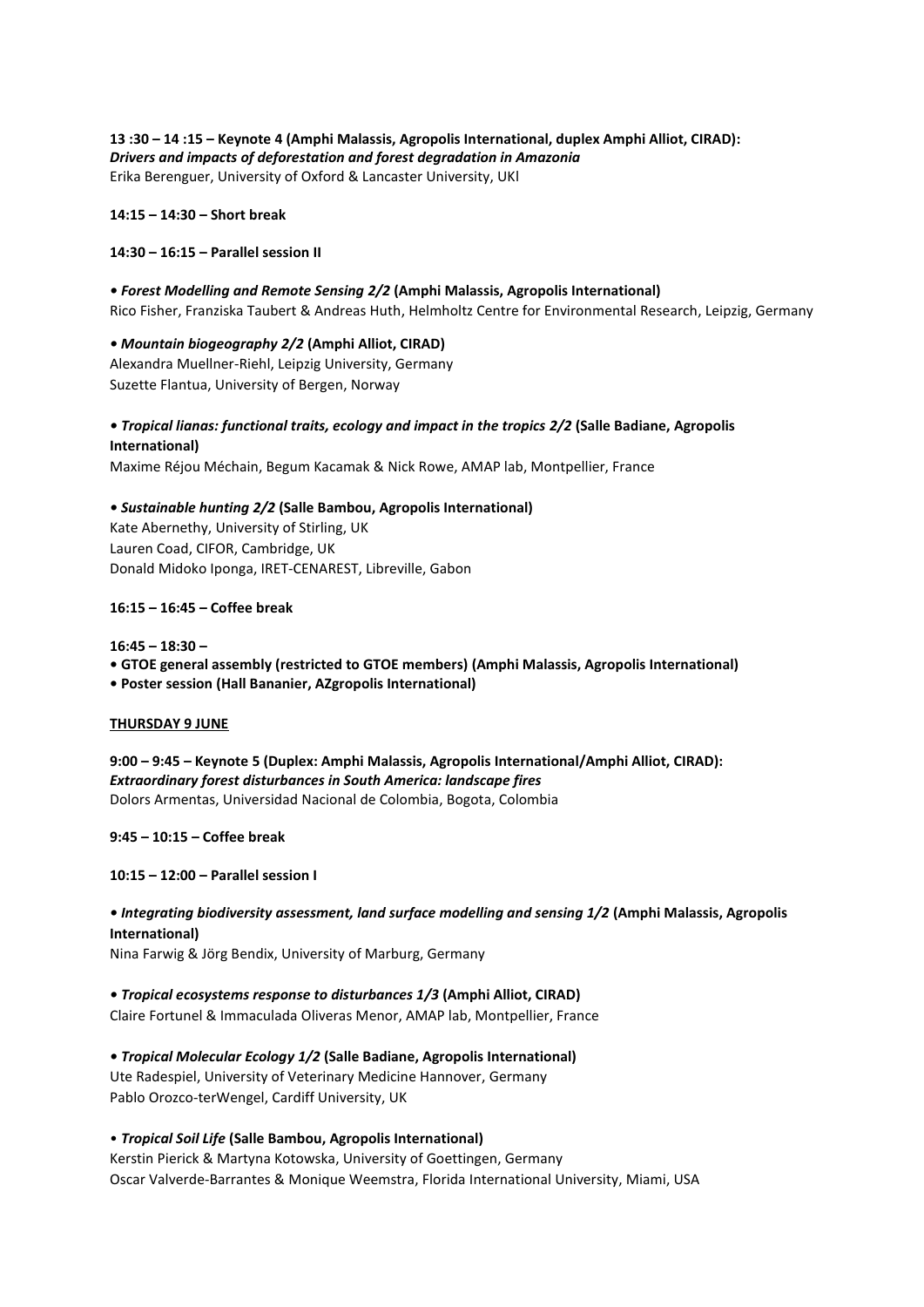**13 :30 – 14 :15 – Keynote 4 (Amphi Malassis, Agropolis International, duplex Amphi Alliot, CIRAD):**
***Drivers and impacts of deforestation and forest degradation in Amazonia***
Erika Berenguer, University of Oxford & Lancaster University, UKl

**14:15 – 14:30 – Short break**

**14:30 – 16:15 – Parallel session II**

• ***Forest Modelling and Remote Sensing 2/2*** **(Amphi Malassis, Agropolis International)**
Rico Fisher, Franziska Taubert & Andreas Huth, Helmholtz Centre for Environmental Research, Leipzig, Germany

• ***Mountain biogeography 2/2*** **(Amphi Alliot, CIRAD)**
Alexandra Muellner-Riehl, Leipzig University, Germany
Suzette Flantua, University of Bergen, Norway

• ***Tropical lianas: functional traits, ecology and impact in the tropics 2/2*** **(Salle Badiane, Agropolis International)**
Maxime Réjou Méchain, Begum Kacamak & Nick Rowe, AMAP lab, Montpellier, France

• ***Sustainable hunting 2/2*** **(Salle Bambou, Agropolis International)**
Kate Abernethy, University of Stirling, UK
Lauren Coad, CIFOR, Cambridge, UK
Donald Midoko Iponga, IRET-CENAREST, Libreville, Gabon

**16:15 – 16:45 – Coffee break**

**16:45 – 18:30 –**
**• GTOE general assembly (restricted to GTOE members) (Amphi Malassis, Agropolis International)**
**• Poster session (Hall Bananier, AZgropolis International)**

**THURSDAY 9 JUNE**

**9:00 – 9:45 – Keynote 5 (Duplex: Amphi Malassis, Agropolis International/Amphi Alliot, CIRAD):**
***Extraordinary forest disturbances in South America: landscape fires***
Dolors Armentas, Universidad Nacional de Colombia, Bogota, Colombia

**9:45 – 10:15 – Coffee break**

**10:15 – 12:00 – Parallel session I**

• ***Integrating biodiversity assessment, land surface modelling and sensing 1/2*** **(Amphi Malassis, Agropolis International)**
Nina Farwig & Jörg Bendix, University of Marburg, Germany

• ***Tropical ecosystems response to disturbances 1/3*** **(Amphi Alliot, CIRAD)**
Claire Fortunel & Immaculada Oliveras Menor, AMAP lab, Montpellier, France

• ***Tropical Molecular Ecology 1/2*** **(Salle Badiane, Agropolis International)**
Ute Radespiel, University of Veterinary Medicine Hannover, Germany
Pablo Orozco-terWengel, Cardiff University, UK

• ***Tropical Soil Life*** **(Salle Bambou, Agropolis International)**
Kerstin Pierick & Martyna Kotowska, University of Goettingen, Germany
Oscar Valverde-Barrantes & Monique Weemstra, Florida International University, Miami, USA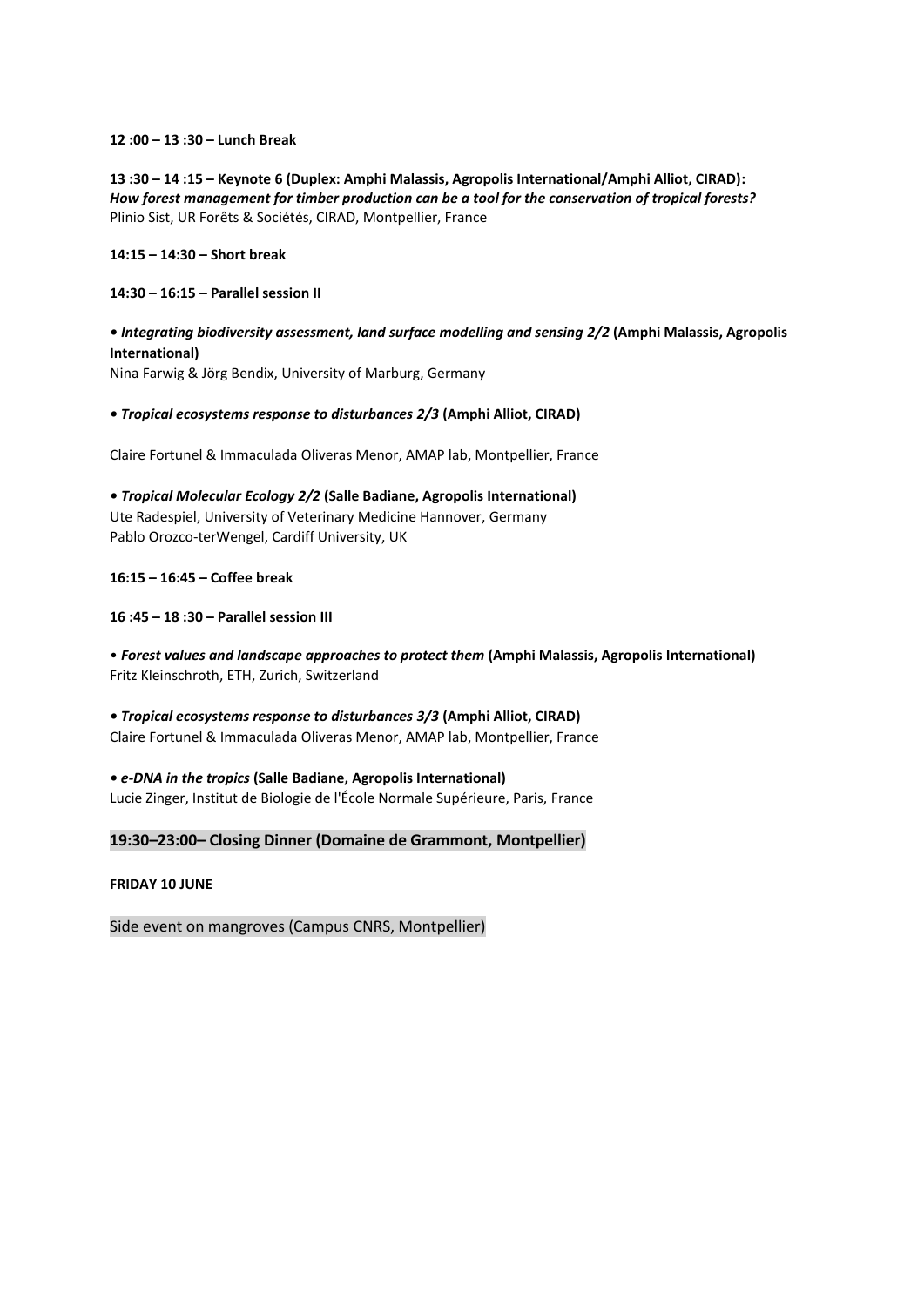**12 :00 – 13 :30 – Lunch Break**

**13 :30 – 14 :15 – Keynote 6 (Duplex: Amphi Malassis, Agropolis International/Amphi Alliot, CIRAD):**
***How forest management for timber production can be a tool for the conservation of tropical forests?***
Plinio Sist, UR Forêts & Sociétés, CIRAD, Montpellier, France

**14:15 – 14:30 – Short break**

**14:30 – 16:15 – Parallel session II**

***• Integrating biodiversity assessment, land surface modelling and sensing 2/2* (Amphi Malassis, Agropolis International)**
Nina Farwig & Jörg Bendix, University of Marburg, Germany

***• Tropical ecosystems response to disturbances 2/3* (Amphi Alliot, CIRAD)**

Claire Fortunel & Immaculada Oliveras Menor, AMAP lab, Montpellier, France

***• Tropical Molecular Ecology 2/2* (Salle Badiane, Agropolis International)**
Ute Radespiel, University of Veterinary Medicine Hannover, Germany
Pablo Orozco-terWengel, Cardiff University, UK

**16:15 – 16:45 – Coffee break**

**16 :45 – 18 :30 – Parallel session III**

• ***Forest values and landscape approaches to protect them* (Amphi Malassis, Agropolis International)**
Fritz Kleinschroth, ETH, Zurich, Switzerland

***• Tropical ecosystems response to disturbances 3/3* (Amphi Alliot, CIRAD)**
Claire Fortunel & Immaculada Oliveras Menor, AMAP lab, Montpellier, France

***• e-DNA in the tropics* (Salle Badiane, Agropolis International)**
Lucie Zinger, Institut de Biologie de l'École Normale Supérieure, Paris, France

**19:30–23:00– Closing Dinner (Domaine de Grammont, Montpellier)**

**FRIDAY 10 JUNE**

Side event on mangroves (Campus CNRS, Montpellier)